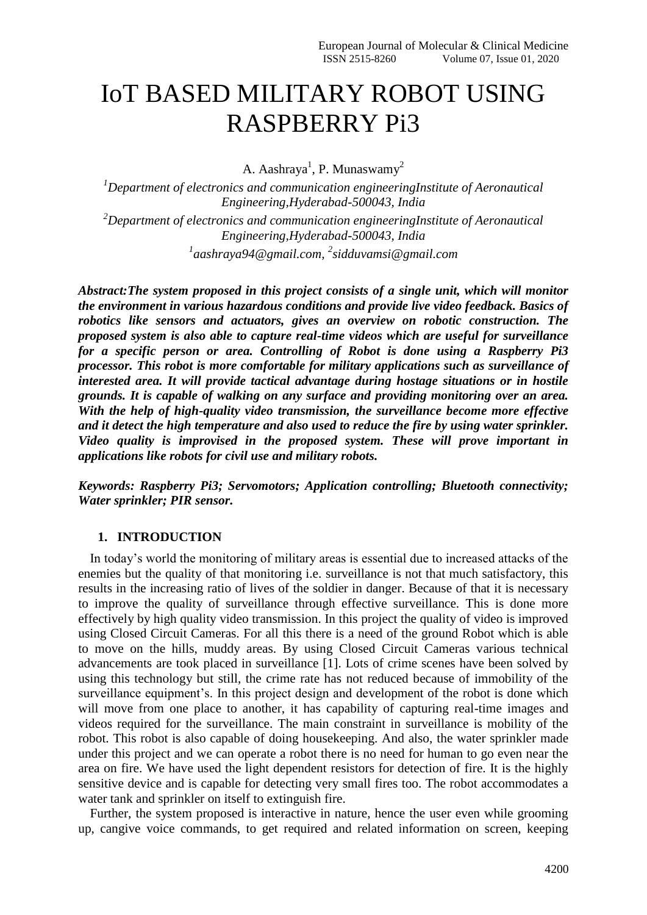# IoT BASED MILITARY ROBOT USING RASPBERRY Pi3

A. Aashraya[1], P. Munaswamy[2]

[1]*Department of electronics and communication engineeringInstitute of Aeronautical Engineering,Hyderabad-500043, India*

[2]*Department of electronics and communication engineeringInstitute of Aeronautical Engineering,Hyderabad-500043, India*

[1]*aashraya94@gmail.com*, [2]*sidduvamsi@gmail.com*

***Abstract:The system proposed in this project consists of a single unit, which will monitor the environment in various hazardous conditions and provide live video feedback. Basics of robotics like sensors and actuators, gives an overview on robotic construction. The proposed system is also able to capture real-time videos which are useful for surveillance for a specific person or area. Controlling of Robot is done using a Raspberry Pi3 processor. This robot is more comfortable for military applications such as surveillance of interested area. It will provide tactical advantage during hostage situations or in hostile grounds. It is capable of walking on any surface and providing monitoring over an area. With the help of high-quality video transmission, the surveillance become more effective and it detect the high temperature and also used to reduce the fire by using water sprinkler. Video quality is improvised in the proposed system. These will prove important in applications like robots for civil use and military robots.***

***Keywords: Raspberry Pi3; Servomotors; Application controlling; Bluetooth connectivity; Water sprinkler; PIR sensor.***

## 1. INTRODUCTION

In today's world the monitoring of military areas is essential due to increased attacks of the enemies but the quality of that monitoring i.e. surveillance is not that much satisfactory, this results in the increasing ratio of lives of the soldier in danger. Because of that it is necessary to improve the quality of surveillance through effective surveillance. This is done more effectively by high quality video transmission. In this project the quality of video is improved using Closed Circuit Cameras. For all this there is a need of the ground Robot which is able to move on the hills, muddy areas. By using Closed Circuit Cameras various technical advancements are took placed in surveillance [1]. Lots of crime scenes have been solved by using this technology but still, the crime rate has not reduced because of immobility of the surveillance equipment's. In this project design and development of the robot is done which will move from one place to another, it has capability of capturing real-time images and videos required for the surveillance. The main constraint in surveillance is mobility of the robot. This robot is also capable of doing housekeeping. And also, the water sprinkler made under this project and we can operate a robot there is no need for human to go even near the area on fire. We have used the light dependent resistors for detection of fire. It is the highly sensitive device and is capable for detecting very small fires too. The robot accommodates a water tank and sprinkler on itself to extinguish fire.

Further, the system proposed is interactive in nature, hence the user even while grooming up, cangive voice commands, to get required and related information on screen, keeping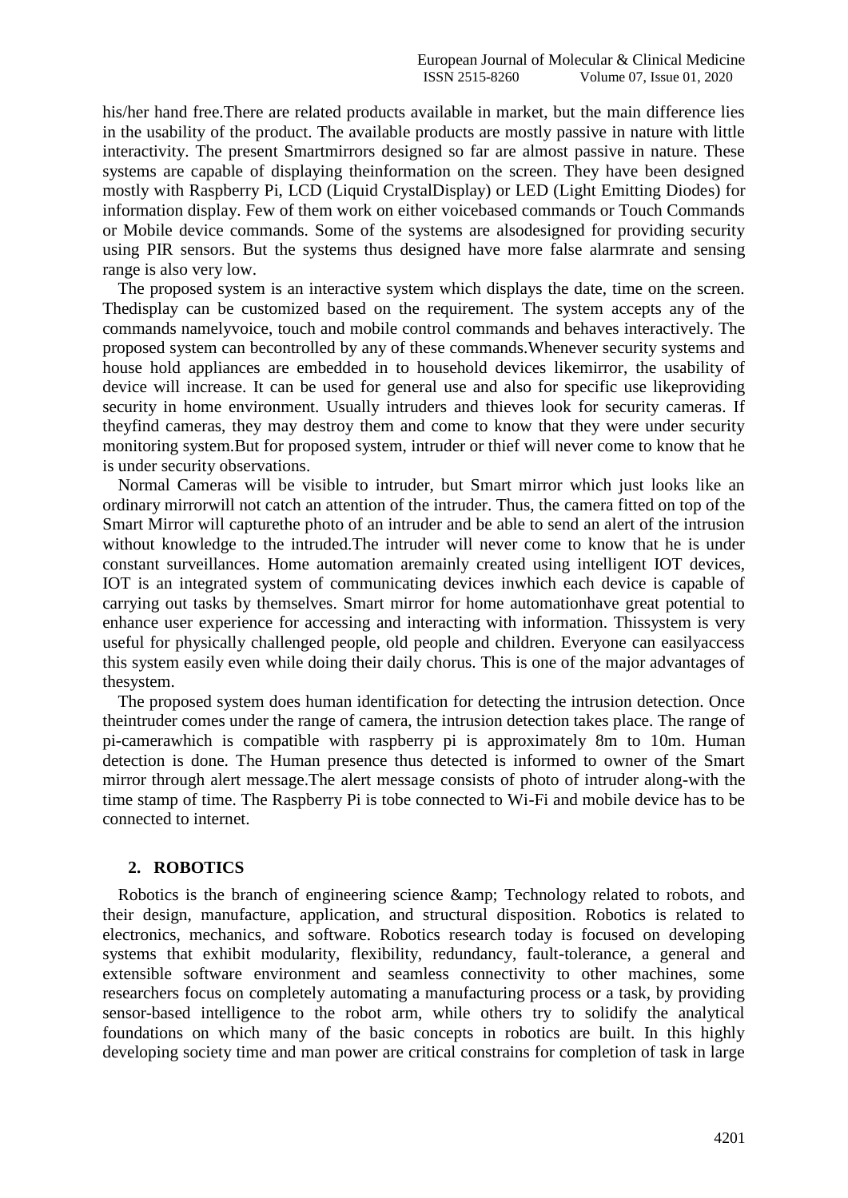his/her hand free.There are related products available in market, but the main difference lies in the usability of the product. The available products are mostly passive in nature with little interactivity. The present Smartmirrors designed so far are almost passive in nature. These systems are capable of displaying theinformation on the screen. They have been designed mostly with Raspberry Pi, LCD (Liquid CrystalDisplay) or LED (Light Emitting Diodes) for information display. Few of them work on either voicebased commands or Touch Commands or Mobile device commands. Some of the systems are alsodesigned for providing security using PIR sensors. But the systems thus designed have more false alarmrate and sensing range is also very low.

The proposed system is an interactive system which displays the date, time on the screen. Thedisplay can be customized based on the requirement. The system accepts any of the commands namelyvoice, touch and mobile control commands and behaves interactively. The proposed system can becontrolled by any of these commands.Whenever security systems and house hold appliances are embedded in to household devices likemirror, the usability of device will increase. It can be used for general use and also for specific use likeproviding security in home environment. Usually intruders and thieves look for security cameras. If theyfind cameras, they may destroy them and come to know that they were under security monitoring system.But for proposed system, intruder or thief will never come to know that he is under security observations.

Normal Cameras will be visible to intruder, but Smart mirror which just looks like an ordinary mirrorwill not catch an attention of the intruder. Thus, the camera fitted on top of the Smart Mirror will capturethe photo of an intruder and be able to send an alert of the intrusion without knowledge to the intruded.The intruder will never come to know that he is under constant surveillances. Home automation aremainly created using intelligent IOT devices, IOT is an integrated system of communicating devices inwhich each device is capable of carrying out tasks by themselves. Smart mirror for home automationhave great potential to enhance user experience for accessing and interacting with information. Thissystem is very useful for physically challenged people, old people and children. Everyone can easilyaccess this system easily even while doing their daily chorus. This is one of the major advantages of thesystem.

The proposed system does human identification for detecting the intrusion detection. Once theintruder comes under the range of camera, the intrusion detection takes place. The range of pi-camerawhich is compatible with raspberry pi is approximately 8m to 10m. Human detection is done. The Human presence thus detected is informed to owner of the Smart mirror through alert message.The alert message consists of photo of intruder along-with the time stamp of time. The Raspberry Pi is tobe connected to Wi-Fi and mobile device has to be connected to internet.

## 2. ROBOTICS

Robotics is the branch of engineering science &amp; Technology related to robots, and their design, manufacture, application, and structural disposition. Robotics is related to electronics, mechanics, and software. Robotics research today is focused on developing systems that exhibit modularity, flexibility, redundancy, fault-tolerance, a general and extensible software environment and seamless connectivity to other machines, some researchers focus on completely automating a manufacturing process or a task, by providing sensor-based intelligence to the robot arm, while others try to solidify the analytical foundations on which many of the basic concepts in robotics are built. In this highly developing society time and man power are critical constrains for completion of task in large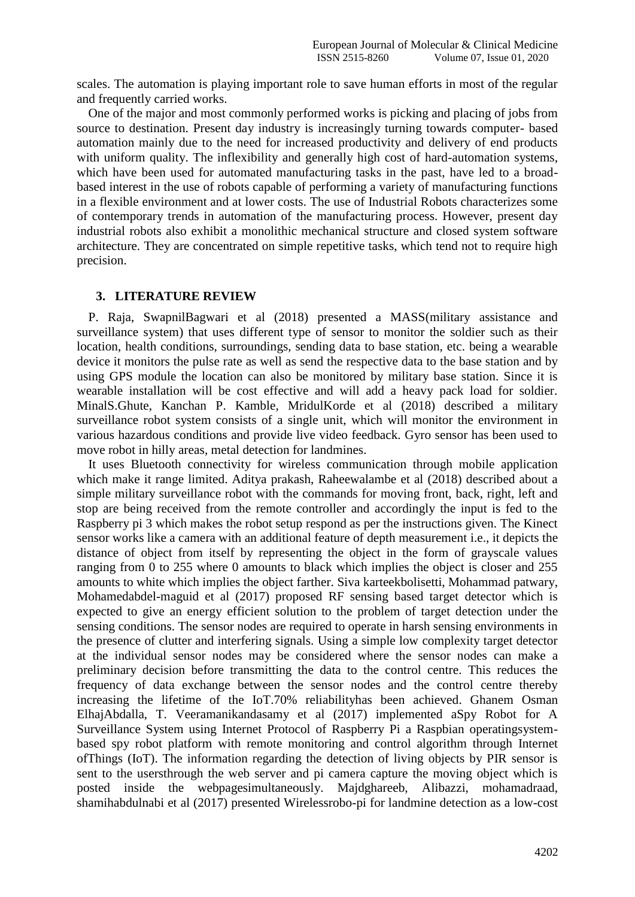scales. The automation is playing important role to save human efforts in most of the regular and frequently carried works.

One of the major and most commonly performed works is picking and placing of jobs from source to destination. Present day industry is increasingly turning towards computer- based automation mainly due to the need for increased productivity and delivery of end products with uniform quality. The inflexibility and generally high cost of hard-automation systems, which have been used for automated manufacturing tasks in the past, have led to a broad-based interest in the use of robots capable of performing a variety of manufacturing functions in a flexible environment and at lower costs. The use of Industrial Robots characterizes some of contemporary trends in automation of the manufacturing process. However, present day industrial robots also exhibit a monolithic mechanical structure and closed system software architecture. They are concentrated on simple repetitive tasks, which tend not to require high precision.

## 3. LITERATURE REVIEW

P. Raja, SwapnilBagwari et al (2018) presented a MASS(military assistance and surveillance system) that uses different type of sensor to monitor the soldier such as their location, health conditions, surroundings, sending data to base station, etc. being a wearable device it monitors the pulse rate as well as send the respective data to the base station and by using GPS module the location can also be monitored by military base station. Since it is wearable installation will be cost effective and will add a heavy pack load for soldier. MinalS.Ghute, Kanchan P. Kamble, MridulKorde et al (2018) described a military surveillance robot system consists of a single unit, which will monitor the environment in various hazardous conditions and provide live video feedback. Gyro sensor has been used to move robot in hilly areas, metal detection for landmines.

It uses Bluetooth connectivity for wireless communication through mobile application which make it range limited. Aditya prakash, Raheewalambe et al (2018) described about a simple military surveillance robot with the commands for moving front, back, right, left and stop are being received from the remote controller and accordingly the input is fed to the Raspberry pi 3 which makes the robot setup respond as per the instructions given. The Kinect sensor works like a camera with an additional feature of depth measurement i.e., it depicts the distance of object from itself by representing the object in the form of grayscale values ranging from 0 to 255 where 0 amounts to black which implies the object is closer and 255 amounts to white which implies the object farther. Siva karteekbolisetti, Mohammad patwary, Mohamedabdel-maguid et al (2017) proposed RF sensing based target detector which is expected to give an energy efficient solution to the problem of target detection under the sensing conditions. The sensor nodes are required to operate in harsh sensing environments in the presence of clutter and interfering signals. Using a simple low complexity target detector at the individual sensor nodes may be considered where the sensor nodes can make a preliminary decision before transmitting the data to the control centre. This reduces the frequency of data exchange between the sensor nodes and the control centre thereby increasing the lifetime of the IoT.70% reliabilityhas been achieved. Ghanem Osman ElhajAbdalla, T. Veeramanikandasamy et al (2017) implemented aSpy Robot for A Surveillance System using Internet Protocol of Raspberry Pi a Raspbian operatingsystem-based spy robot platform with remote monitoring and control algorithm through Internet ofThings (IoT). The information regarding the detection of living objects by PIR sensor is sent to the usersthrough the web server and pi camera capture the moving object which is posted inside the webpagesimultaneously. Majdghareeb, Alibazzi, mohamadraad, shamihabdulnabi et al (2017) presented Wirelessrobo-pi for landmine detection as a low-cost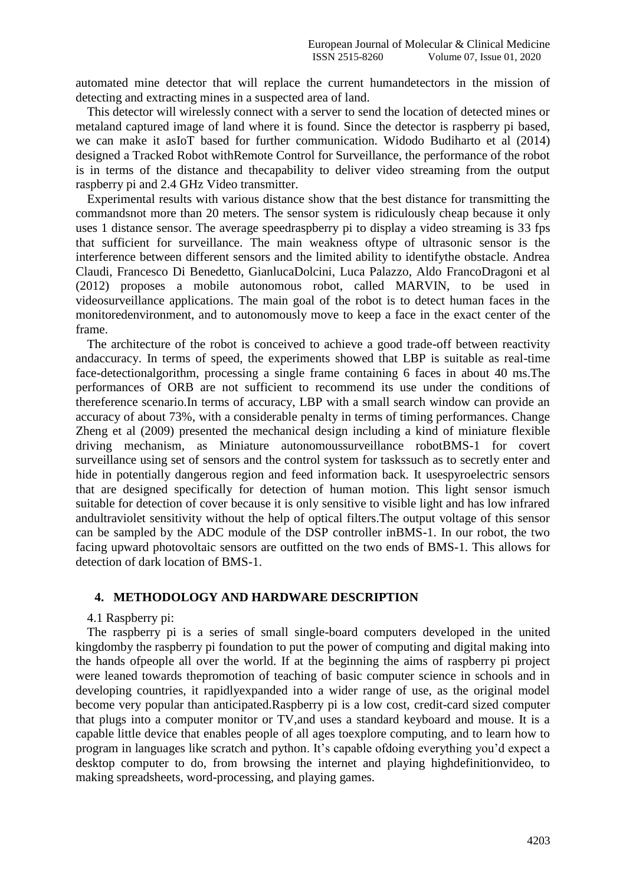automated mine detector that will replace the current humandetectors in the mission of detecting and extracting mines in a suspected area of land.

This detector will wirelessly connect with a server to send the location of detected mines or metaland captured image of land where it is found. Since the detector is raspberry pi based, we can make it asIoT based for further communication. Widodo Budiharto et al (2014) designed a Tracked Robot withRemote Control for Surveillance, the performance of the robot is in terms of the distance and thecapability to deliver video streaming from the output raspberry pi and 2.4 GHz Video transmitter.

Experimental results with various distance show that the best distance for transmitting the commandsnot more than 20 meters. The sensor system is ridiculously cheap because it only uses 1 distance sensor. The average speedraspberry pi to display a video streaming is 33 fps that sufficient for surveillance. The main weakness oftype of ultrasonic sensor is the interference between different sensors and the limited ability to identifythe obstacle. Andrea Claudi, Francesco Di Benedetto, GianlucaDolcini, Luca Palazzo, Aldo FrancoDragoni et al (2012) proposes a mobile autonomous robot, called MARVIN, to be used in videosurveillance applications. The main goal of the robot is to detect human faces in the monitoredenvironment, and to autonomously move to keep a face in the exact center of the frame.

The architecture of the robot is conceived to achieve a good trade-off between reactivity andaccuracy. In terms of speed, the experiments showed that LBP is suitable as real-time face-detectionalgorithm, processing a single frame containing 6 faces in about 40 ms.The performances of ORB are not sufficient to recommend its use under the conditions of thereference scenario.In terms of accuracy, LBP with a small search window can provide an accuracy of about 73%, with a considerable penalty in terms of timing performances. Change Zheng et al (2009) presented the mechanical design including a kind of miniature flexible driving mechanism, as Miniature autonomoussurveillance robotBMS-1 for covert surveillance using set of sensors and the control system for taskssuch as to secretly enter and hide in potentially dangerous region and feed information back. It usespyroelectric sensors that are designed specifically for detection of human motion. This light sensor ismuch suitable for detection of cover because it is only sensitive to visible light and has low infrared andultraviolet sensitivity without the help of optical filters.The output voltage of this sensor can be sampled by the ADC module of the DSP controller inBMS-1. In our robot, the two facing upward photovoltaic sensors are outfitted on the two ends of BMS-1. This allows for detection of dark location of BMS-1.

## 4. METHODOLOGY AND HARDWARE DESCRIPTION

### 4.1 Raspberry pi:

The raspberry pi is a series of small single-board computers developed in the united kingdomby the raspberry pi foundation to put the power of computing and digital making into the hands ofpeople all over the world. If at the beginning the aims of raspberry pi project were leaned towards thepromotion of teaching of basic computer science in schools and in developing countries, it rapidlyexpanded into a wider range of use, as the original model become very popular than anticipated.Raspberry pi is a low cost, credit-card sized computer that plugs into a computer monitor or TV,and uses a standard keyboard and mouse. It is a capable little device that enables people of all ages toexplore computing, and to learn how to program in languages like scratch and python. It's capable ofdoing everything you'd expect a desktop computer to do, from browsing the internet and playing highdefinitionvideo, to making spreadsheets, word-processing, and playing games.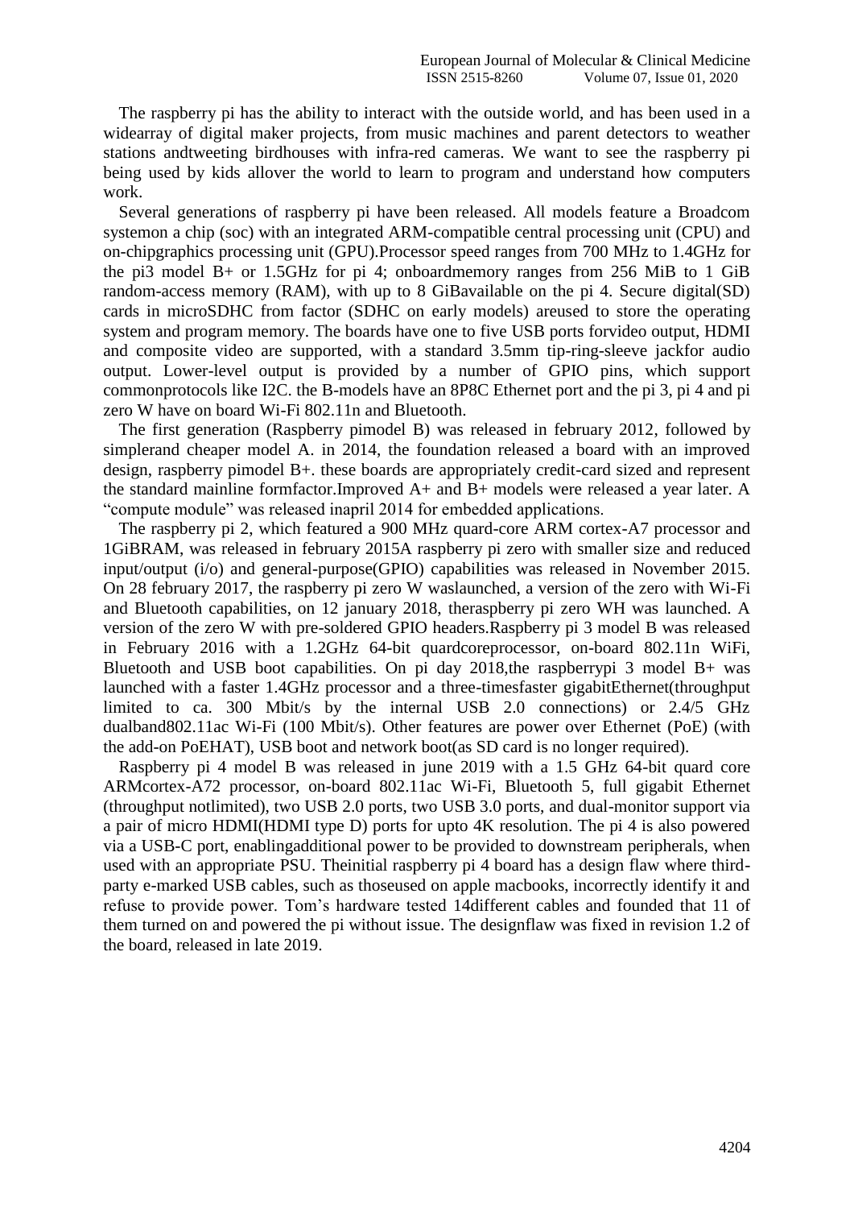The raspberry pi has the ability to interact with the outside world, and has been used in a widearray of digital maker projects, from music machines and parent detectors to weather stations andtweeting birdhouses with infra-red cameras. We want to see the raspberry pi being used by kids allover the world to learn to program and understand how computers work.

Several generations of raspberry pi have been released. All models feature a Broadcom systemon a chip (soc) with an integrated ARM-compatible central processing unit (CPU) and on-chipgraphics processing unit (GPU).Processor speed ranges from 700 MHz to 1.4GHz for the pi3 model B+ or 1.5GHz for pi 4; onboardmemory ranges from 256 MiB to 1 GiB random-access memory (RAM), with up to 8 GiBavailable on the pi 4. Secure digital(SD) cards in microSDHC from factor (SDHC on early models) areused to store the operating system and program memory. The boards have one to five USB ports forvideo output, HDMI and composite video are supported, with a standard 3.5mm tip-ring-sleeve jackfor audio output. Lower-level output is provided by a number of GPIO pins, which support commonprotocols like I2C. the B-models have an 8P8C Ethernet port and the pi 3, pi 4 and pi zero W have on board Wi-Fi 802.11n and Bluetooth.

The first generation (Raspberry pimodel B) was released in february 2012, followed by simplerand cheaper model A. in 2014, the foundation released a board with an improved design, raspberry pimodel B+. these boards are appropriately credit-card sized and represent the standard mainline formfactor.Improved A+ and B+ models were released a year later. A "compute module" was released inapril 2014 for embedded applications.

The raspberry pi 2, which featured a 900 MHz quard-core ARM cortex-A7 processor and 1GiBRAM, was released in february 2015A raspberry pi zero with smaller size and reduced input/output (i/o) and general-purpose(GPIO) capabilities was released in November 2015. On 28 february 2017, the raspberry pi zero W waslaunched, a version of the zero with Wi-Fi and Bluetooth capabilities, on 12 january 2018, theraspberry pi zero WH was launched. A version of the zero W with pre-soldered GPIO headers.Raspberry pi 3 model B was released in February 2016 with a 1.2GHz 64-bit quardcoreprocessor, on-board 802.11n WiFi, Bluetooth and USB boot capabilities. On pi day 2018,the raspberrypi 3 model B+ was launched with a faster 1.4GHz processor and a three-timesfaster gigabitEthernet(throughput limited to ca. 300 Mbit/s by the internal USB 2.0 connections) or 2.4/5 GHz dualband802.11ac Wi-Fi (100 Mbit/s). Other features are power over Ethernet (PoE) (with the add-on PoEHAT), USB boot and network boot(as SD card is no longer required).

Raspberry pi 4 model B was released in june 2019 with a 1.5 GHz 64-bit quard core ARMcortex-A72 processor, on-board 802.11ac Wi-Fi, Bluetooth 5, full gigabit Ethernet (throughput notlimited), two USB 2.0 ports, two USB 3.0 ports, and dual-monitor support via a pair of micro HDMI(HDMI type D) ports for upto 4K resolution. The pi 4 is also powered via a USB-C port, enablingadditional power to be provided to downstream peripherals, when used with an appropriate PSU. Theinitial raspberry pi 4 board has a design flaw where third-party e-marked USB cables, such as thoseused on apple macbooks, incorrectly identify it and refuse to provide power. Tom's hardware tested 14different cables and founded that 11 of them turned on and powered the pi without issue. The designflaw was fixed in revision 1.2 of the board, released in late 2019.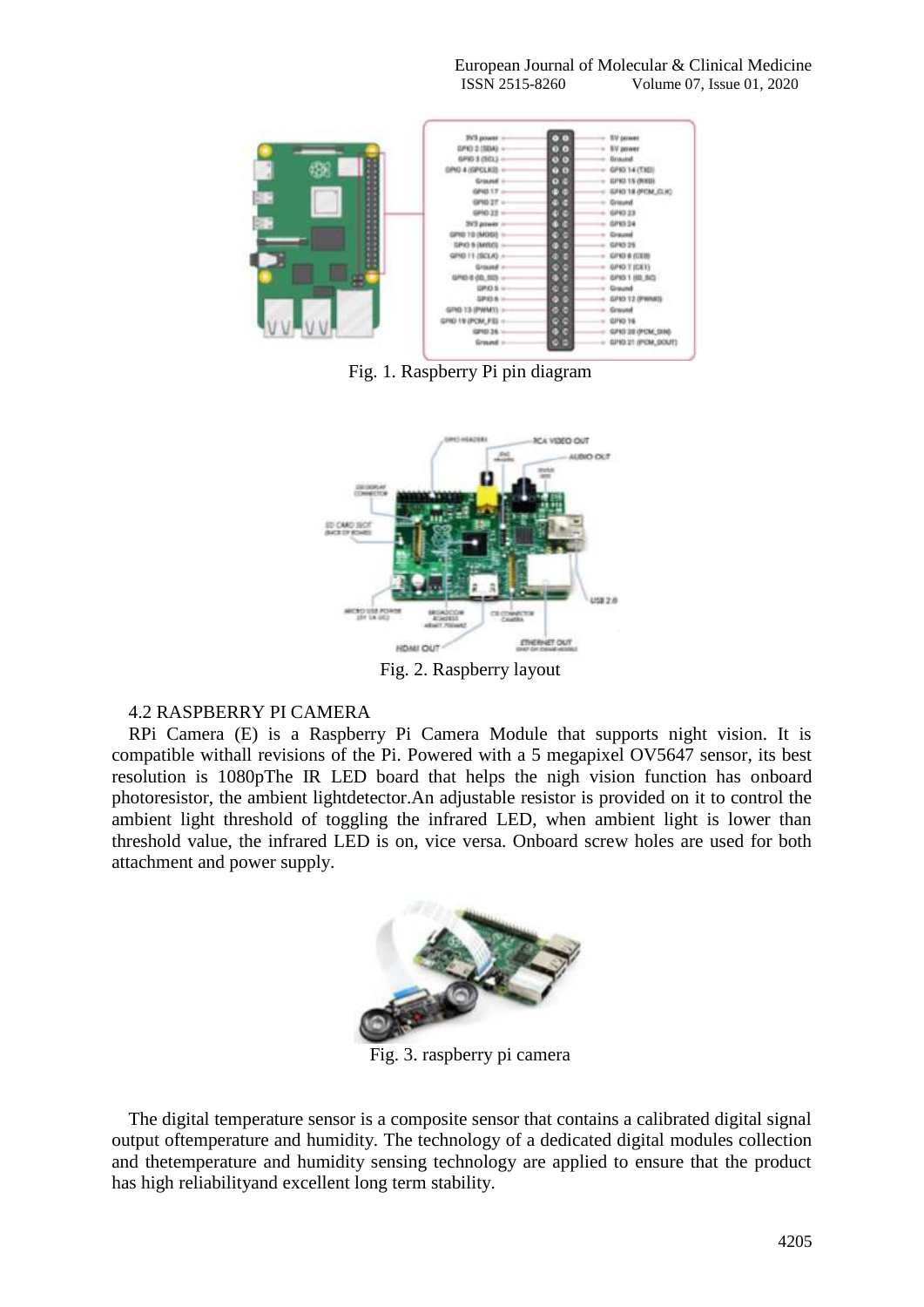Fig. 1. Raspberry Pi pin diagram

Fig. 2. Raspberry layout

### 4.2 RASPBERRY PI CAMERA

RPi Camera (E) is a Raspberry Pi Camera Module that supports night vision. It is compatible withall revisions of the Pi. Powered with a 5 megapixel OV5647 sensor, its best resolution is 1080pThe IR LED board that helps the nigh vision function has onboard photoresistor, the ambient lightdetector.An adjustable resistor is provided on it to control the ambient light threshold of toggling the infrared LED, when ambient light is lower than threshold value, the infrared LED is on, vice versa. Onboard screw holes are used for both attachment and power supply.

Fig. 3. raspberry pi camera

The digital temperature sensor is a composite sensor that contains a calibrated digital signal output oftemperature and humidity. The technology of a dedicated digital modules collection and thetemperature and humidity sensing technology are applied to ensure that the product has high reliabilityand excellent long term stability.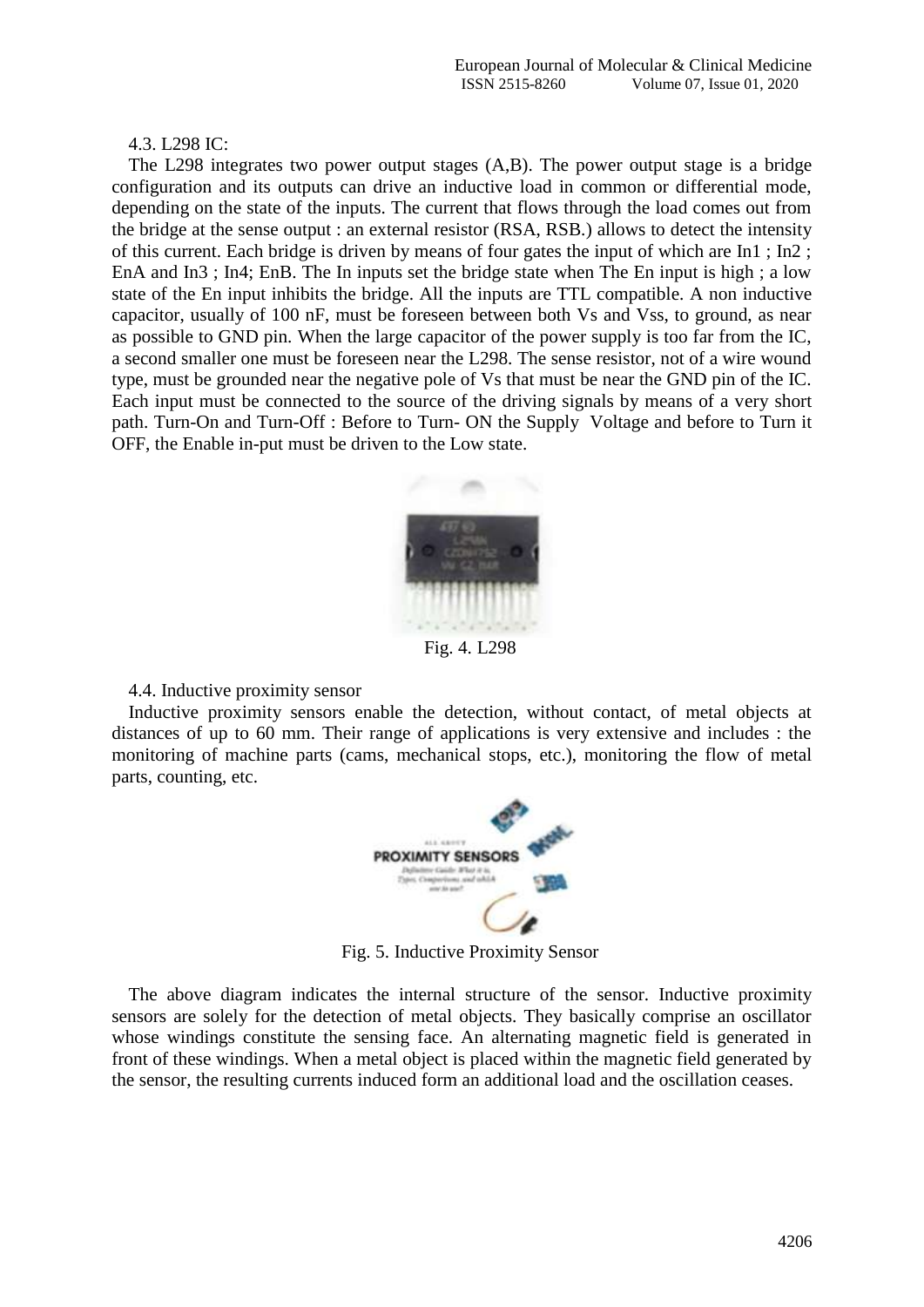### 4.3. L298 IC:

The L298 integrates two power output stages (A,B). The power output stage is a bridge configuration and its outputs can drive an inductive load in common or differential mode, depending on the state of the inputs. The current that flows through the load comes out from the bridge at the sense output : an external resistor (RSA, RSB.) allows to detect the intensity of this current. Each bridge is driven by means of four gates the input of which are In1 ; In2 ; EnA and In3 ; In4; EnB. The In inputs set the bridge state when The En input is high ; a low state of the En input inhibits the bridge. All the inputs are TTL compatible. A non inductive capacitor, usually of 100 nF, must be foreseen between both Vs and Vss, to ground, as near as possible to GND pin. When the large capacitor of the power supply is too far from the IC, a second smaller one must be foreseen near the L298. The sense resistor, not of a wire wound type, must be grounded near the negative pole of Vs that must be near the GND pin of the IC. Each input must be connected to the source of the driving signals by means of a very short path. Turn-On and Turn-Off : Before to Turn- ON the Supply Voltage and before to Turn it OFF, the Enable in-put must be driven to the Low state.

Fig. 4. L298

### 4.4. Inductive proximity sensor

Inductive proximity sensors enable the detection, without contact, of metal objects at distances of up to 60 mm. Their range of applications is very extensive and includes : the monitoring of machine parts (cams, mechanical stops, etc.), monitoring the flow of metal parts, counting, etc.

Fig. 5. Inductive Proximity Sensor

The above diagram indicates the internal structure of the sensor. Inductive proximity sensors are solely for the detection of metal objects. They basically comprise an oscillator whose windings constitute the sensing face. An alternating magnetic field is generated in front of these windings. When a metal object is placed within the magnetic field generated by the sensor, the resulting currents induced form an additional load and the oscillation ceases.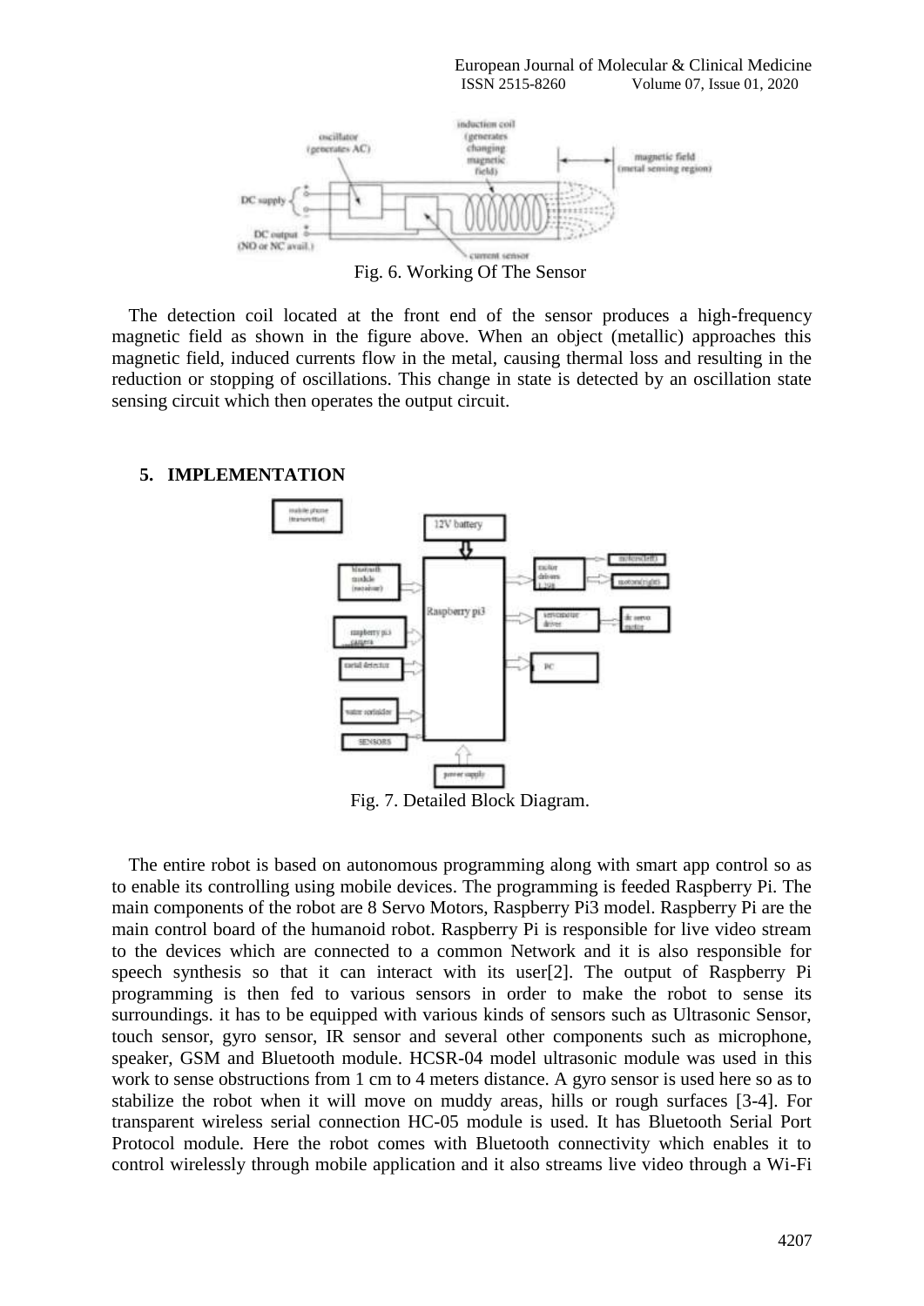Fig. 6. Working Of The Sensor

The detection coil located at the front end of the sensor produces a high-frequency magnetic field as shown in the figure above. When an object (metallic) approaches this magnetic field, induced currents flow in the metal, causing thermal loss and resulting in the reduction or stopping of oscillations. This change in state is detected by an oscillation state sensing circuit which then operates the output circuit.

## 5. IMPLEMENTATION

Fig. 7. Detailed Block Diagram.

The entire robot is based on autonomous programming along with smart app control so as to enable its controlling using mobile devices. The programming is feeded Raspberry Pi. The main components of the robot are 8 Servo Motors, Raspberry Pi3 model. Raspberry Pi are the main control board of the humanoid robot. Raspberry Pi is responsible for live video stream to the devices which are connected to a common Network and it is also responsible for speech synthesis so that it can interact with its user[2]. The output of Raspberry Pi programming is then fed to various sensors in order to make the robot to sense its surroundings. it has to be equipped with various kinds of sensors such as Ultrasonic Sensor, touch sensor, gyro sensor, IR sensor and several other components such as microphone, speaker, GSM and Bluetooth module. HCSR-04 model ultrasonic module was used in this work to sense obstructions from 1 cm to 4 meters distance. A gyro sensor is used here so as to stabilize the robot when it will move on muddy areas, hills or rough surfaces [3-4]. For transparent wireless serial connection HC-05 module is used. It has Bluetooth Serial Port Protocol module. Here the robot comes with Bluetooth connectivity which enables it to control wirelessly through mobile application and it also streams live video through a Wi-Fi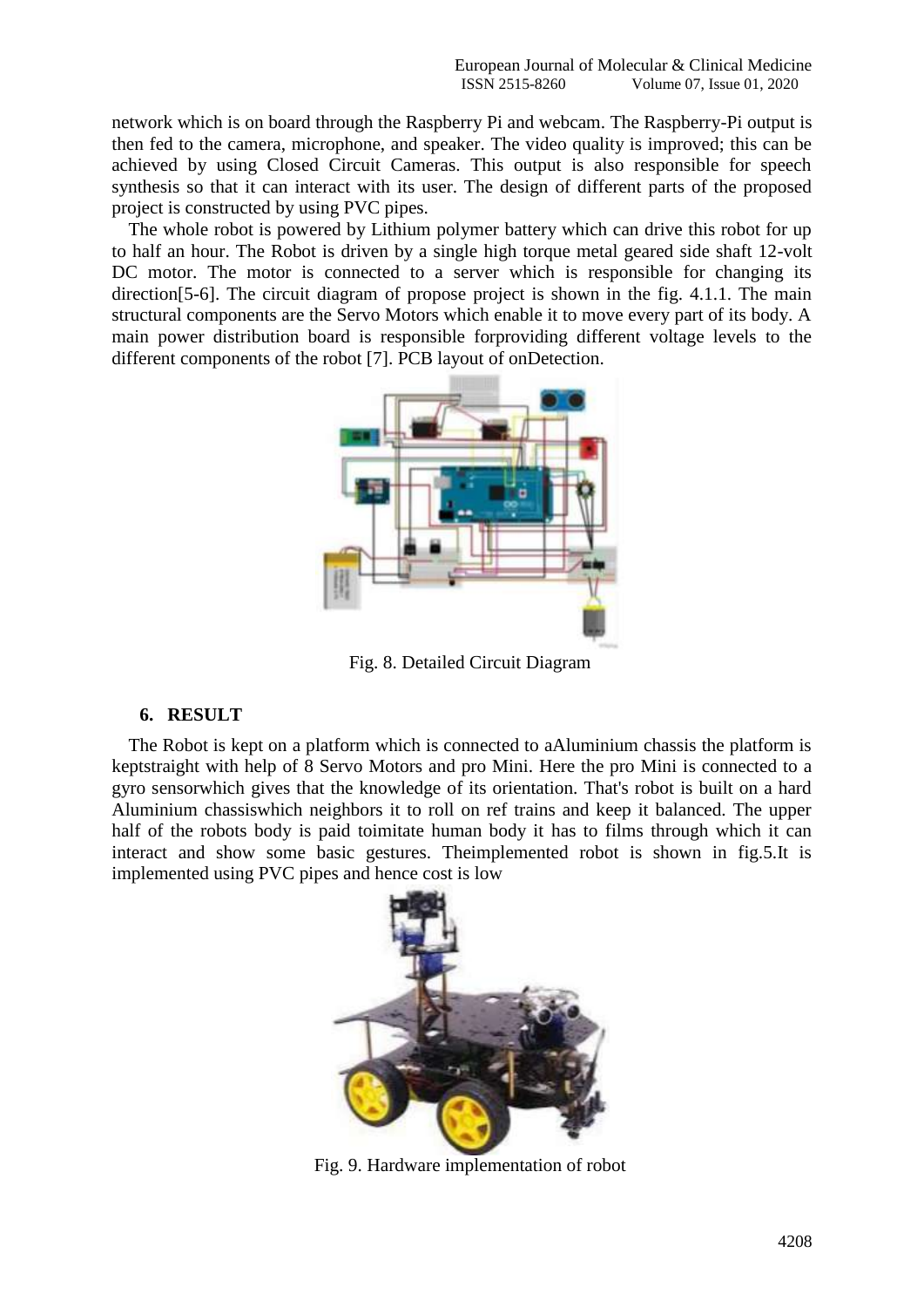network which is on board through the Raspberry Pi and webcam. The Raspberry-Pi output is then fed to the camera, microphone, and speaker. The video quality is improved; this can be achieved by using Closed Circuit Cameras. This output is also responsible for speech synthesis so that it can interact with its user. The design of different parts of the proposed project is constructed by using PVC pipes.

The whole robot is powered by Lithium polymer battery which can drive this robot for up to half an hour. The Robot is driven by a single high torque metal geared side shaft 12-volt DC motor. The motor is connected to a server which is responsible for changing its direction[5-6]. The circuit diagram of propose project is shown in the fig. 4.1.1. The main structural components are the Servo Motors which enable it to move every part of its body. A main power distribution board is responsible forproviding different voltage levels to the different components of the robot [7]. PCB layout of onDetection.

Fig. 8. Detailed Circuit Diagram

## 6. RESULT

The Robot is kept on a platform which is connected to aAluminium chassis the platform is keptstraight with help of 8 Servo Motors and pro Mini. Here the pro Mini is connected to a gyro sensorwhich gives that the knowledge of its orientation. That's robot is built on a hard Aluminium chassiswhich neighbors it to roll on ref trains and keep it balanced. The upper half of the robots body is paid toimitate human body it has to films through which it can interact and show some basic gestures. Theimplemented robot is shown in fig.5.It is implemented using PVC pipes and hence cost is low

Fig. 9. Hardware implementation of robot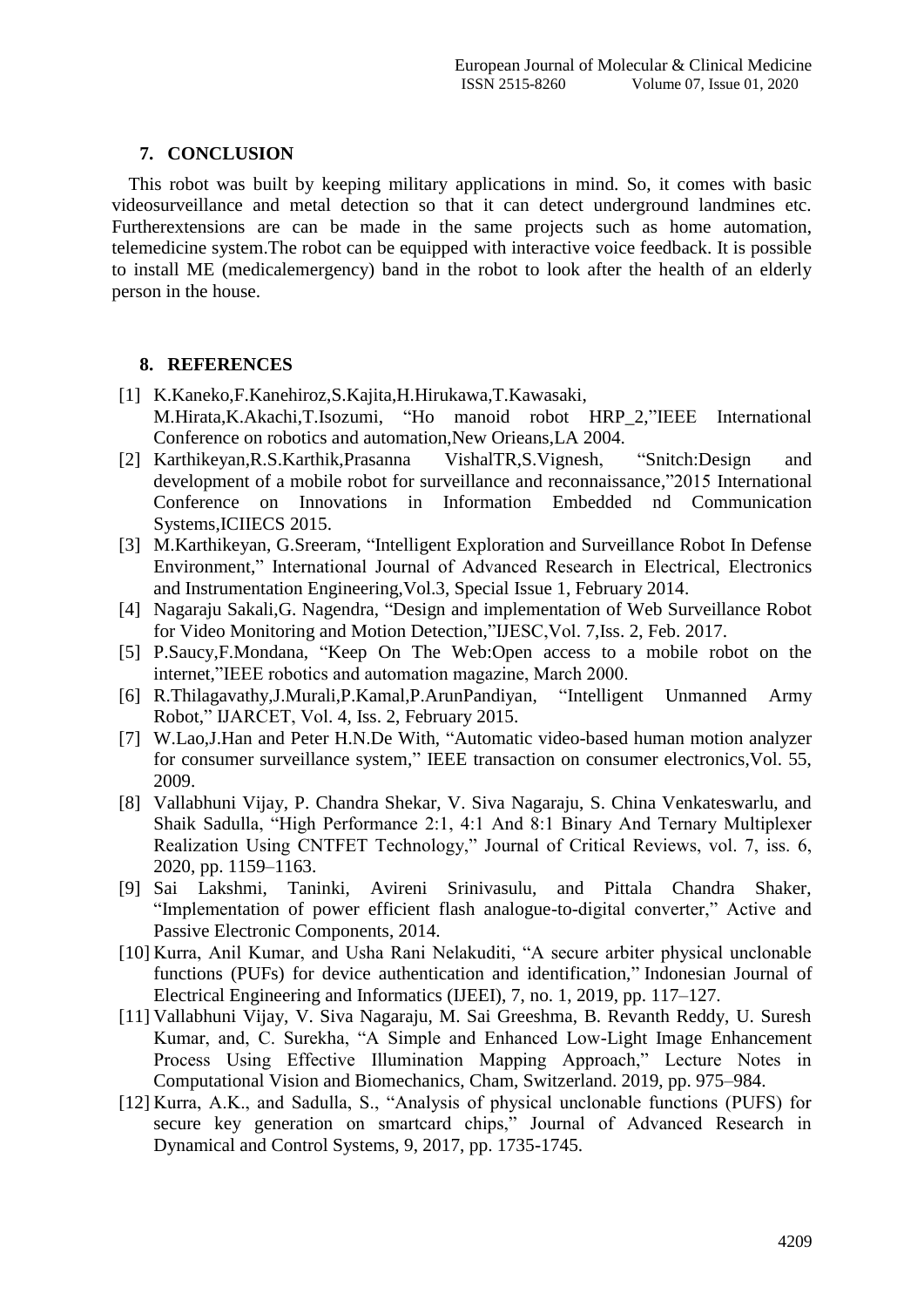## 7. CONCLUSION

This robot was built by keeping military applications in mind. So, it comes with basic videosurveillance and metal detection so that it can detect underground landmines etc. Furtherextensions are can be made in the same projects such as home automation, telemedicine system.The robot can be equipped with interactive voice feedback. It is possible to install ME (medicalemergency) band in the robot to look after the health of an elderly person in the house.

## 8. REFERENCES

[1] K.Kaneko,F.Kanehiroz,S.Kajita,H.Hirukawa,T.Kawasaki, M.Hirata,K.Akachi,T.Isozumi, "Ho manoid robot HRP_2,"IEEE International Conference on robotics and automation,New Orieans,LA 2004.

[2] Karthikeyan,R.S.Karthik,Prasanna VishalTR,S.Vignesh, "Snitch:Design and development of a mobile robot for surveillance and reconnaissance,"2015 International Conference on Innovations in Information Embedded nd Communication Systems,ICIIECS 2015.

[3] M.Karthikeyan, G.Sreeram, "Intelligent Exploration and Surveillance Robot In Defense Environment," International Journal of Advanced Research in Electrical, Electronics and Instrumentation Engineering,Vol.3, Special Issue 1, February 2014.

[4] Nagaraju Sakali,G. Nagendra, "Design and implementation of Web Surveillance Robot for Video Monitoring and Motion Detection,"IJESC,Vol. 7,Iss. 2, Feb. 2017.

[5] P.Saucy,F.Mondana, "Keep On The Web:Open access to a mobile robot on the internet,"IEEE robotics and automation magazine, March 2000.

[6] R.Thilagavathy,J.Murali,P.Kamal,P.ArunPandiyan, "Intelligent Unmanned Army Robot," IJARCET, Vol. 4, Iss. 2, February 2015.

[7] W.Lao,J.Han and Peter H.N.De With, "Automatic video-based human motion analyzer for consumer surveillance system," IEEE transaction on consumer electronics,Vol. 55, 2009.

[8] Vallabhuni Vijay, P. Chandra Shekar, V. Siva Nagaraju, S. China Venkateswarlu, and Shaik Sadulla, "High Performance 2:1, 4:1 And 8:1 Binary And Ternary Multiplexer Realization Using CNTFET Technology," Journal of Critical Reviews, vol. 7, iss. 6, 2020, pp. 1159–1163.

[9] Sai Lakshmi, Taninki, Avireni Srinivasulu, and Pittala Chandra Shaker, "Implementation of power efficient flash analogue-to-digital converter," Active and Passive Electronic Components, 2014.

[10] Kurra, Anil Kumar, and Usha Rani Nelakuditi, "A secure arbiter physical unclonable functions (PUFs) for device authentication and identification," Indonesian Journal of Electrical Engineering and Informatics (IJEEI), 7, no. 1, 2019, pp. 117–127.

[11] Vallabhuni Vijay, V. Siva Nagaraju, M. Sai Greeshma, B. Revanth Reddy, U. Suresh Kumar, and, C. Surekha, "A Simple and Enhanced Low-Light Image Enhancement Process Using Effective Illumination Mapping Approach," Lecture Notes in Computational Vision and Biomechanics, Cham, Switzerland. 2019, pp. 975–984.

[12] Kurra, A.K., and Sadulla, S., "Analysis of physical unclonable functions (PUFS) for secure key generation on smartcard chips," Journal of Advanced Research in Dynamical and Control Systems, 9, 2017, pp. 1735-1745.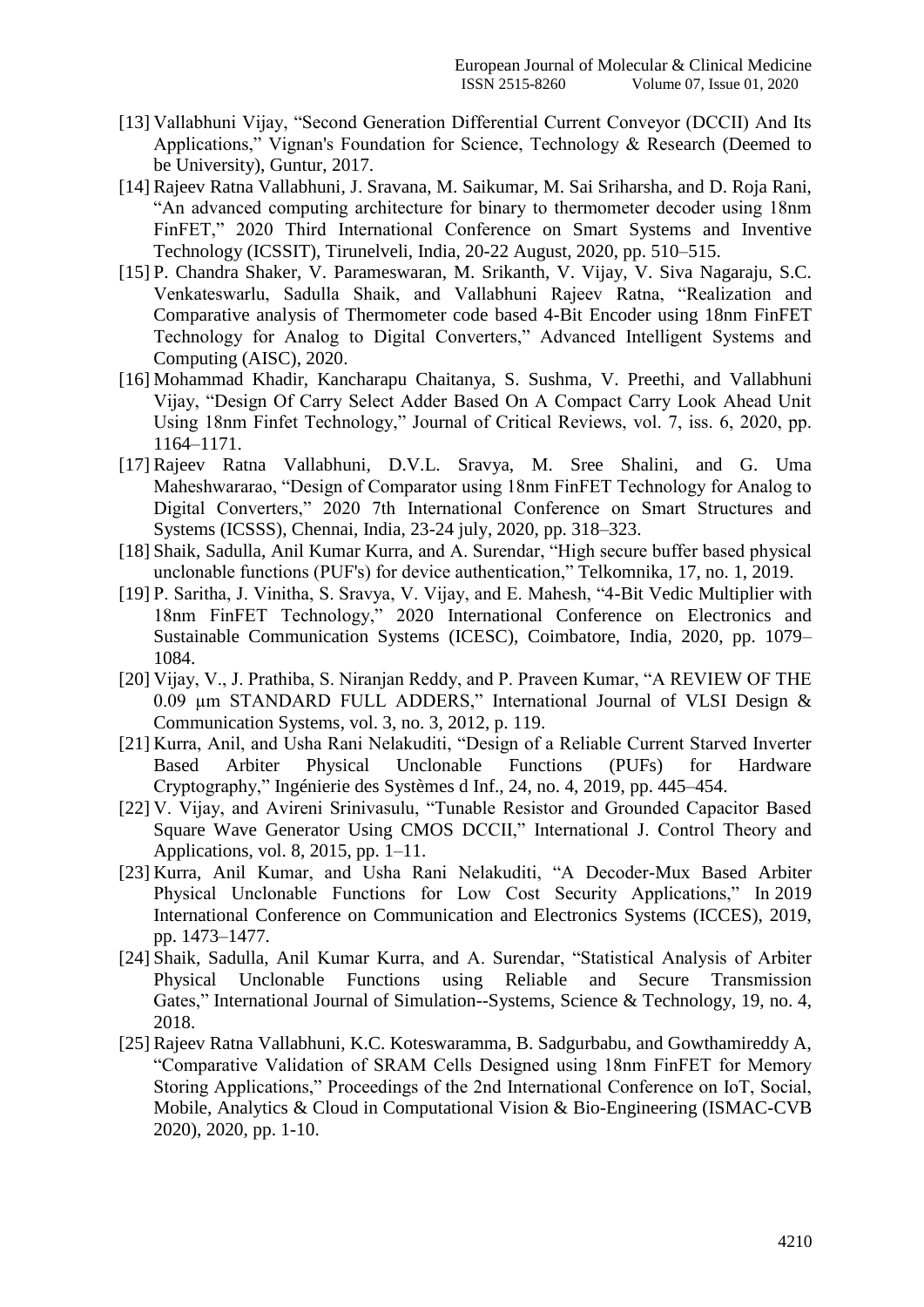[13] Vallabhuni Vijay, "Second Generation Differential Current Conveyor (DCCII) And Its Applications," Vignan's Foundation for Science, Technology & Research (Deemed to be University), Guntur, 2017.

[14] Rajeev Ratna Vallabhuni, J. Sravana, M. Saikumar, M. Sai Sriharsha, and D. Roja Rani, "An advanced computing architecture for binary to thermometer decoder using 18nm FinFET," 2020 Third International Conference on Smart Systems and Inventive Technology (ICSSIT), Tirunelveli, India, 20-22 August, 2020, pp. 510–515.

[15] P. Chandra Shaker, V. Parameswaran, M. Srikanth, V. Vijay, V. Siva Nagaraju, S.C. Venkateswarlu, Sadulla Shaik, and Vallabhuni Rajeev Ratna, "Realization and Comparative analysis of Thermometer code based 4-Bit Encoder using 18nm FinFET Technology for Analog to Digital Converters," Advanced Intelligent Systems and Computing (AISC), 2020.

[16] Mohammad Khadir, Kancharapu Chaitanya, S. Sushma, V. Preethi, and Vallabhuni Vijay, "Design Of Carry Select Adder Based On A Compact Carry Look Ahead Unit Using 18nm Finfet Technology," Journal of Critical Reviews, vol. 7, iss. 6, 2020, pp. 1164–1171.

[17] Rajeev Ratna Vallabhuni, D.V.L. Sravya, M. Sree Shalini, and G. Uma Maheshwararao, "Design of Comparator using 18nm FinFET Technology for Analog to Digital Converters," 2020 7th International Conference on Smart Structures and Systems (ICSSS), Chennai, India, 23-24 july, 2020, pp. 318–323.

[18] Shaik, Sadulla, Anil Kumar Kurra, and A. Surendar, "High secure buffer based physical unclonable functions (PUF's) for device authentication," Telkomnika, 17, no. 1, 2019.

[19] P. Saritha, J. Vinitha, S. Sravya, V. Vijay, and E. Mahesh, "4-Bit Vedic Multiplier with 18nm FinFET Technology," 2020 International Conference on Electronics and Sustainable Communication Systems (ICESC), Coimbatore, India, 2020, pp. 1079–1084.

[20] Vijay, V., J. Prathiba, S. Niranjan Reddy, and P. Praveen Kumar, "A REVIEW OF THE 0.09 μm STANDARD FULL ADDERS," International Journal of VLSI Design & Communication Systems, vol. 3, no. 3, 2012, p. 119.

[21] Kurra, Anil, and Usha Rani Nelakuditi, "Design of a Reliable Current Starved Inverter Based Arbiter Physical Unclonable Functions (PUFs) for Hardware Cryptography," Ingénierie des Systèmes d Inf., 24, no. 4, 2019, pp. 445–454.

[22] V. Vijay, and Avireni Srinivasulu, "Tunable Resistor and Grounded Capacitor Based Square Wave Generator Using CMOS DCCII," International J. Control Theory and Applications, vol. 8, 2015, pp. 1–11.

[23] Kurra, Anil Kumar, and Usha Rani Nelakuditi, "A Decoder-Mux Based Arbiter Physical Unclonable Functions for Low Cost Security Applications," In 2019 International Conference on Communication and Electronics Systems (ICCES), 2019, pp. 1473–1477.

[24] Shaik, Sadulla, Anil Kumar Kurra, and A. Surendar, "Statistical Analysis of Arbiter Physical Unclonable Functions using Reliable and Secure Transmission Gates," International Journal of Simulation--Systems, Science & Technology, 19, no. 4, 2018.

[25] Rajeev Ratna Vallabhuni, K.C. Koteswaramma, B. Sadgurbabu, and Gowthamireddy A, "Comparative Validation of SRAM Cells Designed using 18nm FinFET for Memory Storing Applications," Proceedings of the 2nd International Conference on IoT, Social, Mobile, Analytics & Cloud in Computational Vision & Bio-Engineering (ISMAC-CVB 2020), 2020, pp. 1-10.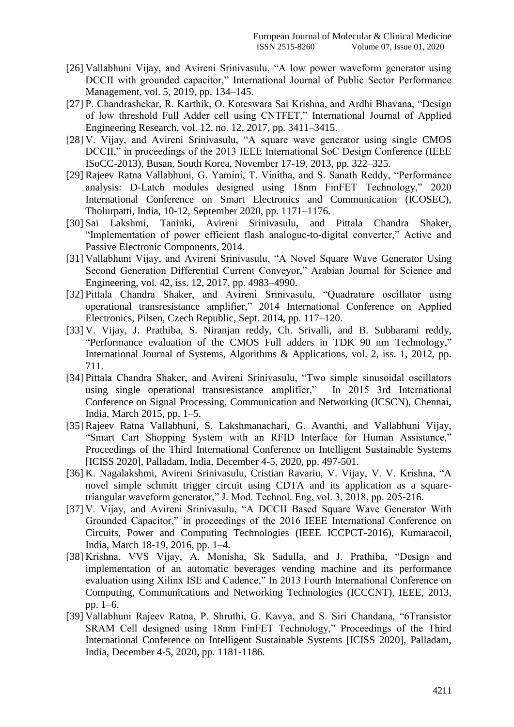[26] Vallabhuni Vijay, and Avireni Srinivasulu, "A low power waveform generator using DCCII with grounded capacitor," International Journal of Public Sector Performance Management, vol. 5, 2019, pp. 134–145.

[27] P. Chandrashekar, R. Karthik, O. Koteswara Sai Krishna, and Ardhi Bhavana, "Design of low threshold Full Adder cell using CNTFET," International Journal of Applied Engineering Research, vol. 12, no. 12, 2017, pp. 3411–3415.

[28] V. Vijay, and Avireni Srinivasulu, "A square wave generator using single CMOS DCCII," in proceedings of the 2013 IEEE International SoC Design Conference (IEEE ISoCC-2013), Busan, South Korea, November 17-19, 2013, pp. 322–325.

[29] Rajeev Ratna Vallabhuni, G. Yamini, T. Vinitha, and S. Sanath Reddy, "Performance analysis: D-Latch modules designed using 18nm FinFET Technology," 2020 International Conference on Smart Electronics and Communication (ICOSEC), Tholurpatti, India, 10-12, September 2020, pp. 1171–1176.

[30] Sai Lakshmi, Taninki, Avireni Srinivasulu, and Pittala Chandra Shaker, "Implementation of power efficient flash analogue-to-digital converter," Active and Passive Electronic Components, 2014.

[31] Vallabhuni Vijay, and Avireni Srinivasulu, "A Novel Square Wave Generator Using Second Generation Differential Current Conveyor," Arabian Journal for Science and Engineering, vol. 42, iss. 12, 2017, pp. 4983–4990.

[32] Pittala Chandra Shaker, and Avireni Srinivasulu, "Quadrature oscillator using operational transresistance amplifier," 2014 International Conference on Applied Electronics, Pilsen, Czech Republic, Sept. 2014, pp. 117–120.

[33] V. Vijay, J. Prathiba, S. Niranjan reddy, Ch. Srivalli, and B. Subbarami reddy, "Performance evaluation of the CMOS Full adders in TDK 90 nm Technology," International Journal of Systems, Algorithms & Applications, vol. 2, iss. 1, 2012, pp. 711.

[34] Pittala Chandra Shaker, and Avireni Srinivasulu, "Two simple sinusoidal oscillators using single operational transresistance amplifier," In 2015 3rd International Conference on Signal Processing, Communication and Networking (ICSCN), Chennai, India, March 2015, pp. 1–5.

[35] Rajeev Ratna Vallabhuni, S. Lakshmanachari, G. Avanthi, and Vallabhuni Vijay, "Smart Cart Shopping System with an RFID Interface for Human Assistance," Proceedings of the Third International Conference on Intelligent Sustainable Systems [ICISS 2020], Palladam, India, December 4-5, 2020, pp. 497-501.

[36] K. Nagalakshmi, Avireni Srinivasulu, Cristian Ravariu, V. Vijay, V. V. Krishna, "A novel simple schmitt trigger circuit using CDTA and its application as a square-triangular waveform generator," J. Mod. Technol. Eng, vol. 3, 2018, pp. 205-216.

[37] V. Vijay, and Avireni Srinivasulu, "A DCCII Based Square Wave Generator With Grounded Capacitor," in proceedings of the 2016 IEEE International Conference on Circuits, Power and Computing Technologies (IEEE ICCPCT-2016), Kumaracoil, India, March 18-19, 2016, pp. 1–4.

[38] Krishna, VVS Vijay, A. Monisha, Sk Sadulla, and J. Prathiba, "Design and implementation of an automatic beverages vending machine and its performance evaluation using Xilinx ISE and Cadence," In 2013 Fourth International Conference on Computing, Communications and Networking Technologies (ICCCNT), IEEE, 2013, pp. 1–6.

[39] Vallabhuni Rajeev Ratna, P. Shruthi, G. Kavya, and S. Siri Chandana, "6Transistor SRAM Cell designed using 18nm FinFET Technology," Proceedings of the Third International Conference on Intelligent Sustainable Systems [ICISS 2020], Palladam, India, December 4-5, 2020, pp. 1181-1186.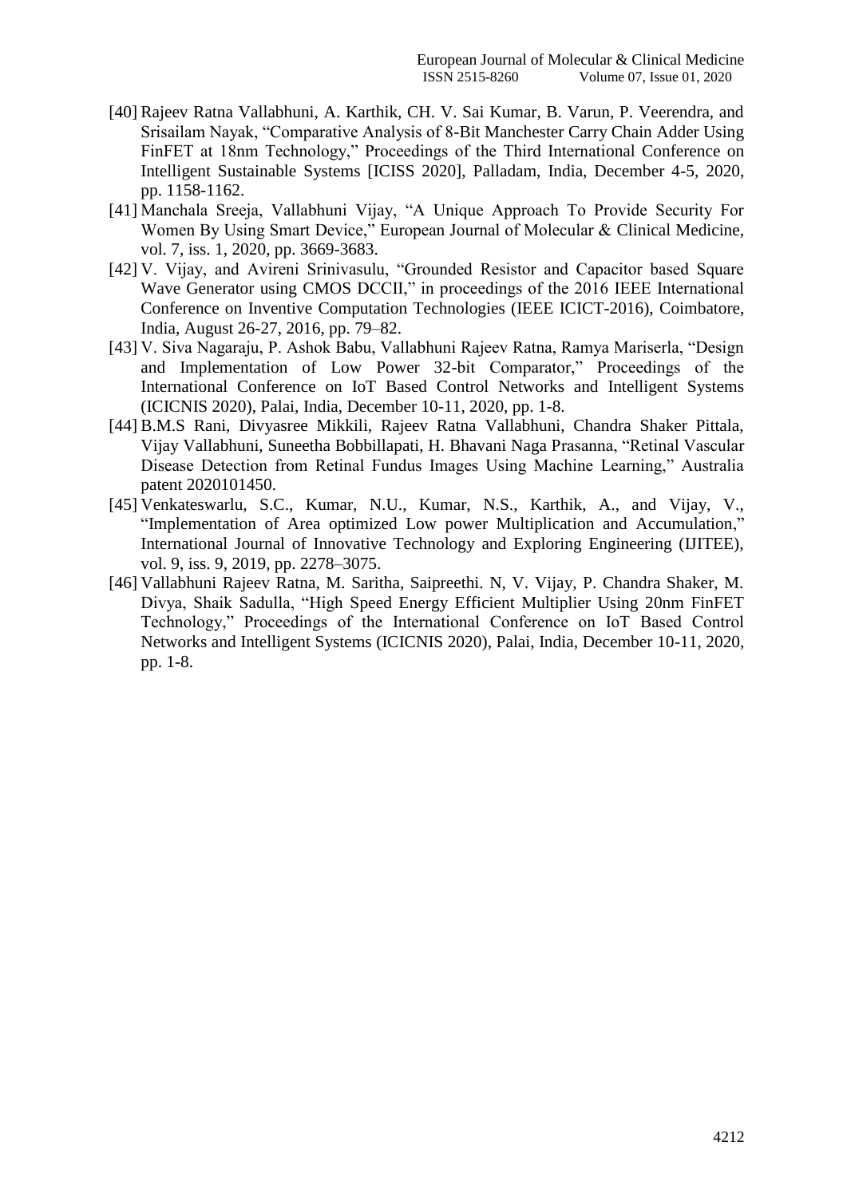[40] Rajeev Ratna Vallabhuni, A. Karthik, CH. V. Sai Kumar, B. Varun, P. Veerendra, and Srisailam Nayak, "Comparative Analysis of 8-Bit Manchester Carry Chain Adder Using FinFET at 18nm Technology," Proceedings of the Third International Conference on Intelligent Sustainable Systems [ICISS 2020], Palladam, India, December 4-5, 2020, pp. 1158-1162.

[41] Manchala Sreeja, Vallabhuni Vijay, "A Unique Approach To Provide Security For Women By Using Smart Device," European Journal of Molecular & Clinical Medicine, vol. 7, iss. 1, 2020, pp. 3669-3683.

[42] V. Vijay, and Avireni Srinivasulu, "Grounded Resistor and Capacitor based Square Wave Generator using CMOS DCCII," in proceedings of the 2016 IEEE International Conference on Inventive Computation Technologies (IEEE ICICT-2016), Coimbatore, India, August 26-27, 2016, pp. 79–82.

[43] V. Siva Nagaraju, P. Ashok Babu, Vallabhuni Rajeev Ratna, Ramya Mariserla, "Design and Implementation of Low Power 32-bit Comparator," Proceedings of the International Conference on IoT Based Control Networks and Intelligent Systems (ICICNIS 2020), Palai, India, December 10-11, 2020, pp. 1-8.

[44] B.M.S Rani, Divyasree Mikkili, Rajeev Ratna Vallabhuni, Chandra Shaker Pittala, Vijay Vallabhuni, Suneetha Bobbillapati, H. Bhavani Naga Prasanna, "Retinal Vascular Disease Detection from Retinal Fundus Images Using Machine Learning," Australia patent 2020101450.

[45] Venkateswarlu, S.C., Kumar, N.U., Kumar, N.S., Karthik, A., and Vijay, V., "Implementation of Area optimized Low power Multiplication and Accumulation," International Journal of Innovative Technology and Exploring Engineering (IJITEE), vol. 9, iss. 9, 2019, pp. 2278–3075.

[46] Vallabhuni Rajeev Ratna, M. Saritha, Saipreethi. N, V. Vijay, P. Chandra Shaker, M. Divya, Shaik Sadulla, "High Speed Energy Efficient Multiplier Using 20nm FinFET Technology," Proceedings of the International Conference on IoT Based Control Networks and Intelligent Systems (ICICNIS 2020), Palai, India, December 10-11, 2020, pp. 1-8.